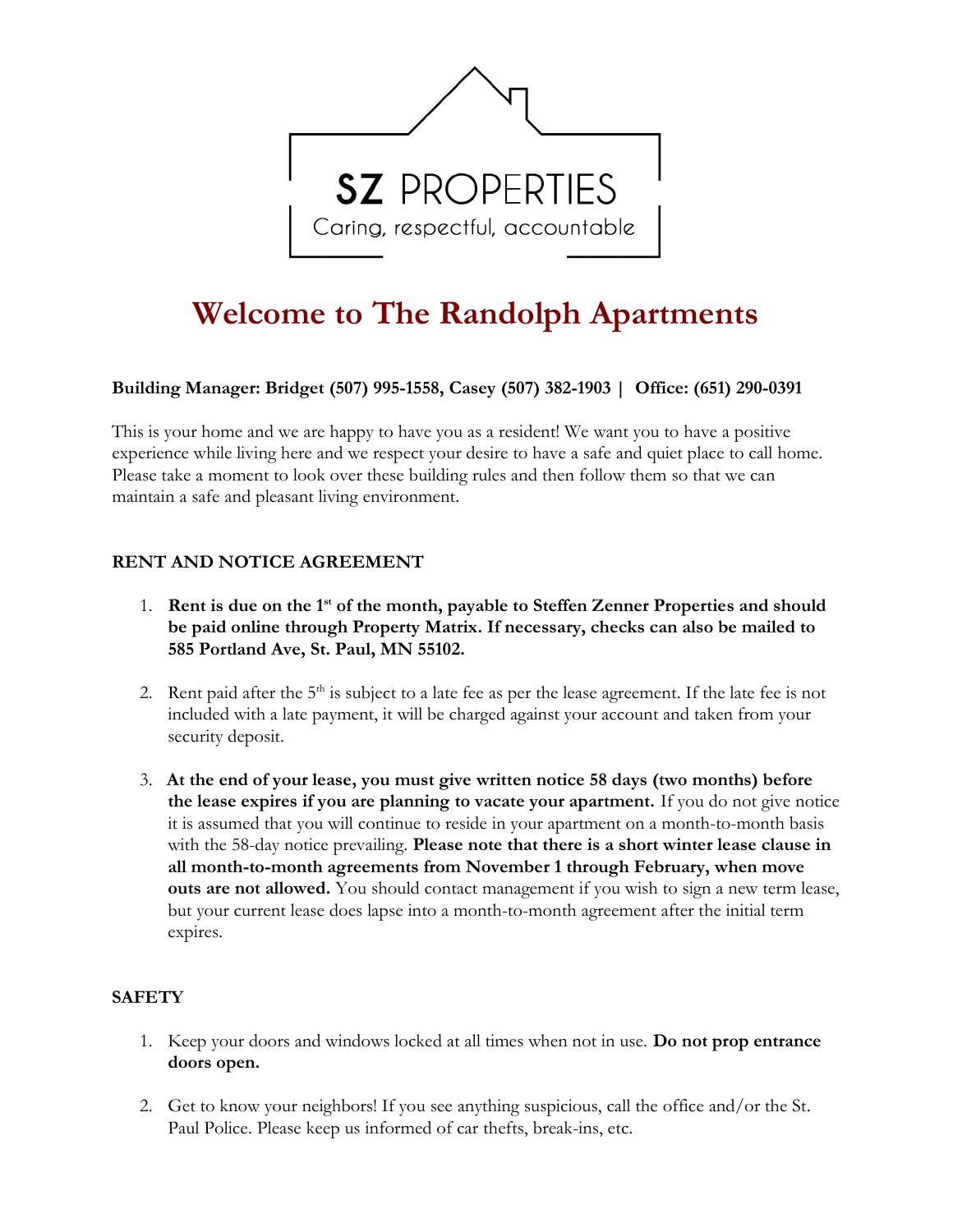SZ PROPERTIES

Caring, respectful, accountable

# Welcome to The Randolph Apartments

**Building Manager: Bridget (507) 995-1558, Casey (507) 382-1903 | Office: (651) 290-0391**

This is your home and we are happy to have you as a resident! We want you to have a positive experience while living here and we respect your desire to have a safe and quiet place to call home. Please take a moment to look over these building rules and then follow them so that we can maintain a safe and pleasant living environment.

## RENT AND NOTICE AGREEMENT

1. **Rent is due on the 1st of the month, payable to Steffen Zenner Properties and should be paid online through Property Matrix. If necessary, checks can also be mailed to 585 Portland Ave, St. Paul, MN 55102.**

2. Rent paid after the 5th is subject to a late fee as per the lease agreement. If the late fee is not included with a late payment, it will be charged against your account and taken from your security deposit.

3. **At the end of your lease, you must give written notice 58 days (two months) before the lease expires if you are planning to vacate your apartment.** If you do not give notice it is assumed that you will continue to reside in your apartment on a month-to-month basis with the 58-day notice prevailing. **Please note that there is a short winter lease clause in all month-to-month agreements from November 1 through February, when move outs are not allowed.** You should contact management if you wish to sign a new term lease, but your current lease does lapse into a month-to-month agreement after the initial term expires.

## SAFETY

1. Keep your doors and windows locked at all times when not in use. **Do not prop entrance doors open.**

2. Get to know your neighbors! If you see anything suspicious, call the office and/or the St. Paul Police. Please keep us informed of car thefts, break-ins, etc.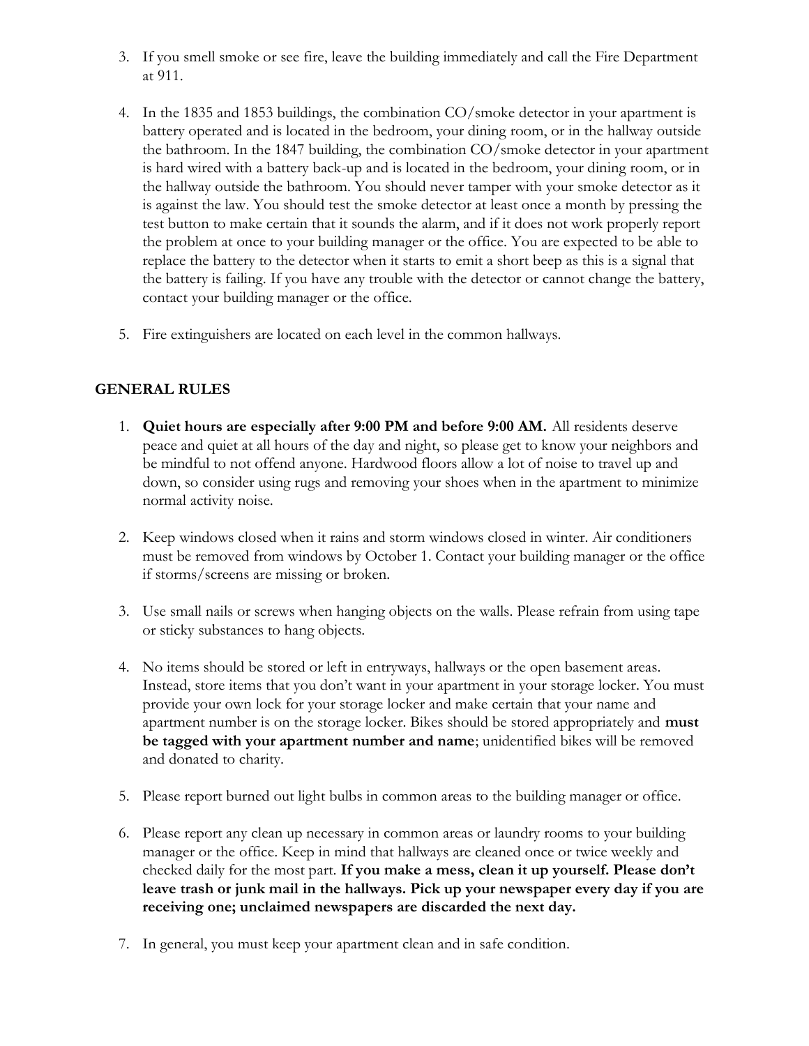3. If you smell smoke or see fire, leave the building immediately and call the Fire Department at 911.

4. In the 1835 and 1853 buildings, the combination CO/smoke detector in your apartment is battery operated and is located in the bedroom, your dining room, or in the hallway outside the bathroom. In the 1847 building, the combination CO/smoke detector in your apartment is hard wired with a battery back-up and is located in the bedroom, your dining room, or in the hallway outside the bathroom. You should never tamper with your smoke detector as it is against the law. You should test the smoke detector at least once a month by pressing the test button to make certain that it sounds the alarm, and if it does not work properly report the problem at once to your building manager or the office. You are expected to be able to replace the battery to the detector when it starts to emit a short beep as this is a signal that the battery is failing. If you have any trouble with the detector or cannot change the battery, contact your building manager or the office.

5. Fire extinguishers are located on each level in the common hallways.

## GENERAL RULES

1. **Quiet hours are especially after 9:00 PM and before 9:00 AM.** All residents deserve peace and quiet at all hours of the day and night, so please get to know your neighbors and be mindful to not offend anyone. Hardwood floors allow a lot of noise to travel up and down, so consider using rugs and removing your shoes when in the apartment to minimize normal activity noise.

2. Keep windows closed when it rains and storm windows closed in winter. Air conditioners must be removed from windows by October 1. Contact your building manager or the office if storms/screens are missing or broken.

3. Use small nails or screws when hanging objects on the walls. Please refrain from using tape or sticky substances to hang objects.

4. No items should be stored or left in entryways, hallways or the open basement areas. Instead, store items that you don't want in your apartment in your storage locker. You must provide your own lock for your storage locker and make certain that your name and apartment number is on the storage locker. Bikes should be stored appropriately and **must be tagged with your apartment number and name**; unidentified bikes will be removed and donated to charity.

5. Please report burned out light bulbs in common areas to the building manager or office.

6. Please report any clean up necessary in common areas or laundry rooms to your building manager or the office. Keep in mind that hallways are cleaned once or twice weekly and checked daily for the most part. **If you make a mess, clean it up yourself. Please don't leave trash or junk mail in the hallways. Pick up your newspaper every day if you are receiving one; unclaimed newspapers are discarded the next day.**

7. In general, you must keep your apartment clean and in safe condition.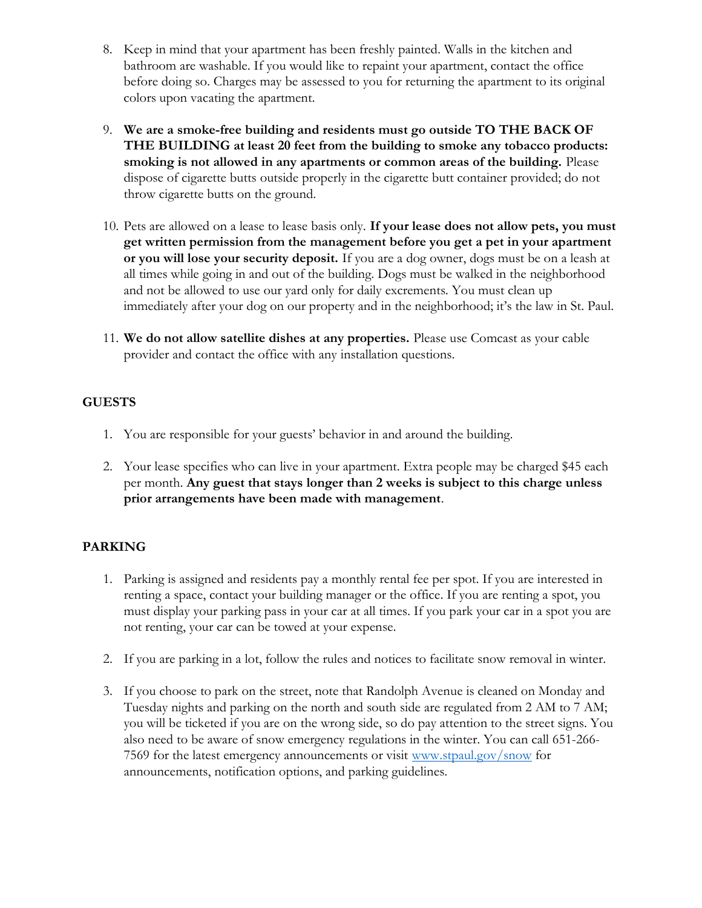8. Keep in mind that your apartment has been freshly painted. Walls in the kitchen and bathroom are washable. If you would like to repaint your apartment, contact the office before doing so. Charges may be assessed to you for returning the apartment to its original colors upon vacating the apartment.

9. **We are a smoke-free building and residents must go outside TO THE BACK OF THE BUILDING at least 20 feet from the building to smoke any tobacco products: smoking is not allowed in any apartments or common areas of the building.** Please dispose of cigarette butts outside properly in the cigarette butt container provided; do not throw cigarette butts on the ground.

10. Pets are allowed on a lease to lease basis only. **If your lease does not allow pets, you must get written permission from the management before you get a pet in your apartment or you will lose your security deposit.** If you are a dog owner, dogs must be on a leash at all times while going in and out of the building. Dogs must be walked in the neighborhood and not be allowed to use our yard only for daily excrements. You must clean up immediately after your dog on our property and in the neighborhood; it's the law in St. Paul.

11. **We do not allow satellite dishes at any properties.** Please use Comcast as your cable provider and contact the office with any installation questions.

## GUESTS

1. You are responsible for your guests' behavior in and around the building.

2. Your lease specifies who can live in your apartment. Extra people may be charged $45 each per month. **Any guest that stays longer than 2 weeks is subject to this charge unless prior arrangements have been made with management**.

## PARKING

1. Parking is assigned and residents pay a monthly rental fee per spot. If you are interested in renting a space, contact your building manager or the office. If you are renting a spot, you must display your parking pass in your car at all times. If you park your car in a spot you are not renting, your car can be towed at your expense.

2. If you are parking in a lot, follow the rules and notices to facilitate snow removal in winter.

3. If you choose to park on the street, note that Randolph Avenue is cleaned on Monday and Tuesday nights and parking on the north and south side are regulated from 2 AM to 7 AM; you will be ticketed if you are on the wrong side, so do pay attention to the street signs. You also need to be aware of snow emergency regulations in the winter. You can call 651-266-7569 for the latest emergency announcements or visit [www.stpaul.gov/snow](http://www.stpaul.gov/snow) for announcements, notification options, and parking guidelines.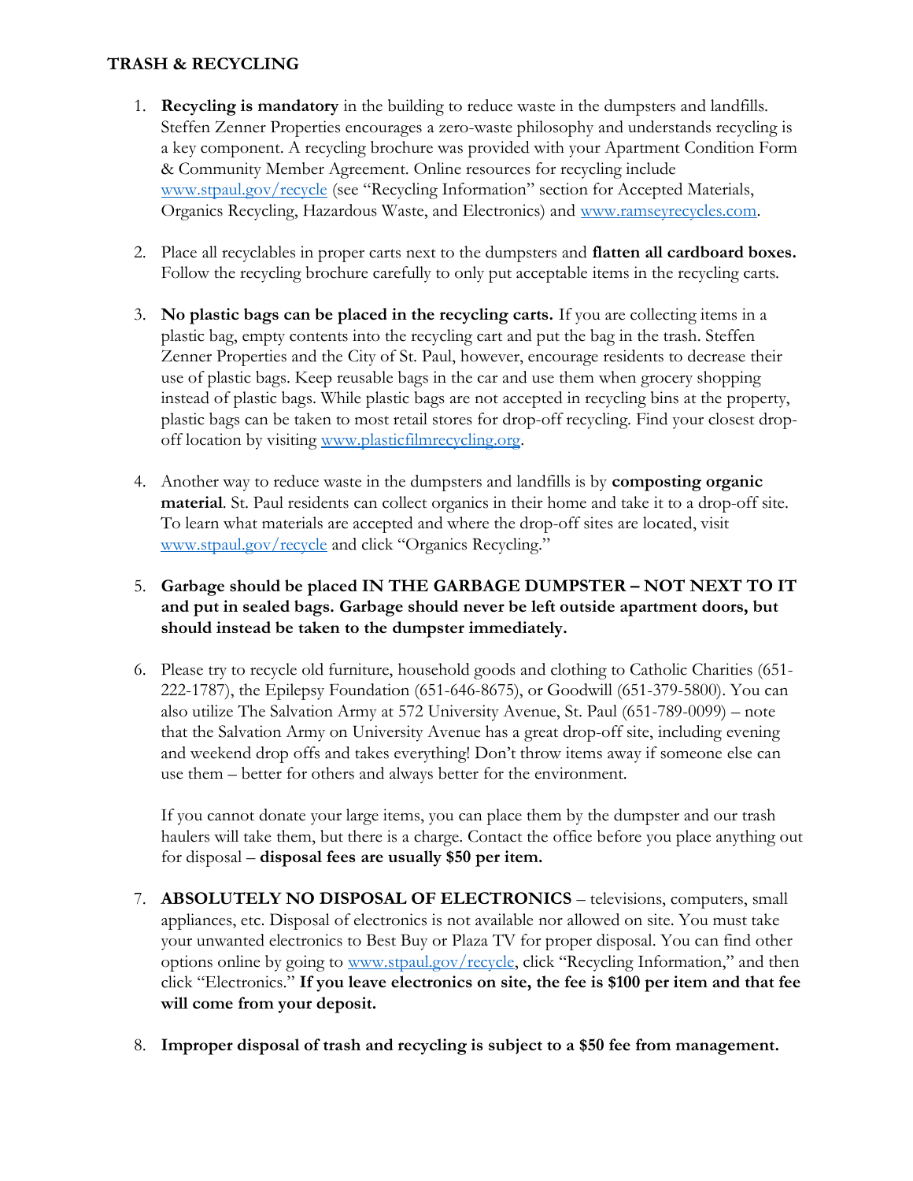**TRASH & RECYCLING**

1. **Recycling is mandatory** in the building to reduce waste in the dumpsters and landfills. Steffen Zenner Properties encourages a zero-waste philosophy and understands recycling is a key component. A recycling brochure was provided with your Apartment Condition Form & Community Member Agreement. Online resources for recycling include www.stpaul.gov/recycle (see "Recycling Information" section for Accepted Materials, Organics Recycling, Hazardous Waste, and Electronics) and www.ramseyrecycles.com.

2. Place all recyclables in proper carts next to the dumpsters and **flatten all cardboard boxes.** Follow the recycling brochure carefully to only put acceptable items in the recycling carts.

3. **No plastic bags can be placed in the recycling carts.** If you are collecting items in a plastic bag, empty contents into the recycling cart and put the bag in the trash. Steffen Zenner Properties and the City of St. Paul, however, encourage residents to decrease their use of plastic bags. Keep reusable bags in the car and use them when grocery shopping instead of plastic bags. While plastic bags are not accepted in recycling bins at the property, plastic bags can be taken to most retail stores for drop-off recycling. Find your closest drop-off location by visiting www.plasticfilmrecycling.org.

4. Another way to reduce waste in the dumpsters and landfills is by **composting organic material**. St. Paul residents can collect organics in their home and take it to a drop-off site. To learn what materials are accepted and where the drop-off sites are located, visit www.stpaul.gov/recycle and click "Organics Recycling."

5. **Garbage should be placed IN THE GARBAGE DUMPSTER – NOT NEXT TO IT and put in sealed bags. Garbage should never be left outside apartment doors, but should instead be taken to the dumpster immediately.**

6. Please try to recycle old furniture, household goods and clothing to Catholic Charities (651-222-1787), the Epilepsy Foundation (651-646-8675), or Goodwill (651-379-5800). You can also utilize The Salvation Army at 572 University Avenue, St. Paul (651-789-0099) – note that the Salvation Army on University Avenue has a great drop-off site, including evening and weekend drop offs and takes everything! Don't throw items away if someone else can use them – better for others and always better for the environment.

   If you cannot donate your large items, you can place them by the dumpster and our trash haulers will take them, but there is a charge. Contact the office before you place anything out for disposal – **disposal fees are usually $50 per item.**

7. **ABSOLUTELY NO DISPOSAL OF ELECTRONICS** – televisions, computers, small appliances, etc. Disposal of electronics is not available nor allowed on site. You must take your unwanted electronics to Best Buy or Plaza TV for proper disposal. You can find other options online by going to www.stpaul.gov/recycle, click "Recycling Information," and then click "Electronics." **If you leave electronics on site, the fee is $100 per item and that fee will come from your deposit.**

8. **Improper disposal of trash and recycling is subject to a $50 fee from management.**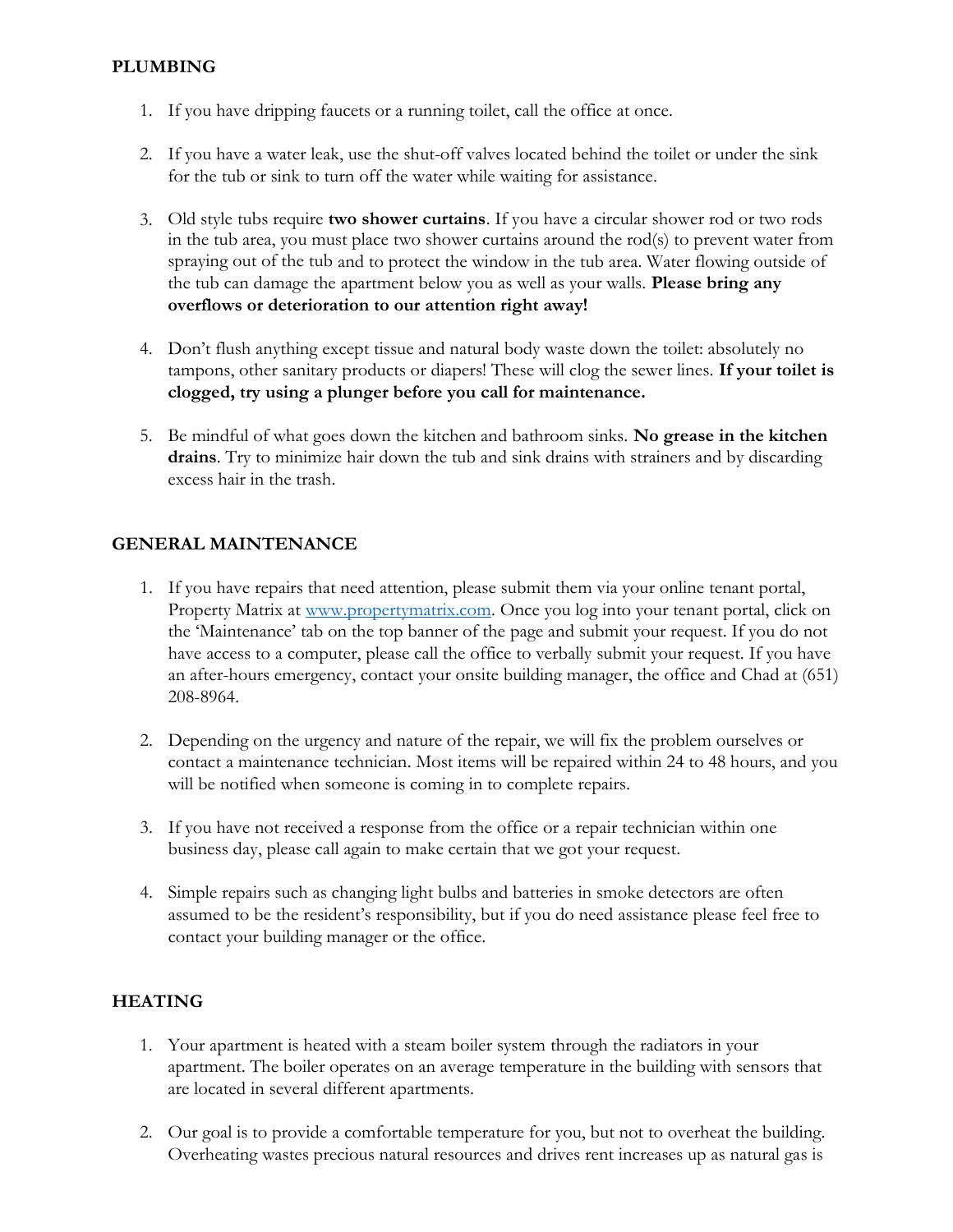## PLUMBING

1. If you have dripping faucets or a running toilet, call the office at once.

2. If you have a water leak, use the shut-off valves located behind the toilet or under the sink for the tub or sink to turn off the water while waiting for assistance.

3. Old style tubs require **two shower curtains**. If you have a circular shower rod or two rods in the tub area, you must place two shower curtains around the rod(s) to prevent water from spraying out of the tub and to protect the window in the tub area. Water flowing outside of the tub can damage the apartment below you as well as your walls. **Please bring any overflows or deterioration to our attention right away!**

4. Don't flush anything except tissue and natural body waste down the toilet: absolutely no tampons, other sanitary products or diapers! These will clog the sewer lines. **If your toilet is clogged, try using a plunger before you call for maintenance.**

5. Be mindful of what goes down the kitchen and bathroom sinks. **No grease in the kitchen drains**. Try to minimize hair down the tub and sink drains with strainers and by discarding excess hair in the trash.

## GENERAL MAINTENANCE

1. If you have repairs that need attention, please submit them via your online tenant portal, Property Matrix at [www.propertymatrix.com](http://www.propertymatrix.com). Once you log into your tenant portal, click on the 'Maintenance' tab on the top banner of the page and submit your request. If you do not have access to a computer, please call the office to verbally submit your request. If you have an after-hours emergency, contact your onsite building manager, the office and Chad at (651) 208-8964.

2. Depending on the urgency and nature of the repair, we will fix the problem ourselves or contact a maintenance technician. Most items will be repaired within 24 to 48 hours, and you will be notified when someone is coming in to complete repairs.

3. If you have not received a response from the office or a repair technician within one business day, please call again to make certain that we got your request.

4. Simple repairs such as changing light bulbs and batteries in smoke detectors are often assumed to be the resident's responsibility, but if you do need assistance please feel free to contact your building manager or the office.

## HEATING

1. Your apartment is heated with a steam boiler system through the radiators in your apartment. The boiler operates on an average temperature in the building with sensors that are located in several different apartments.

2. Our goal is to provide a comfortable temperature for you, but not to overheat the building. Overheating wastes precious natural resources and drives rent increases up as natural gas is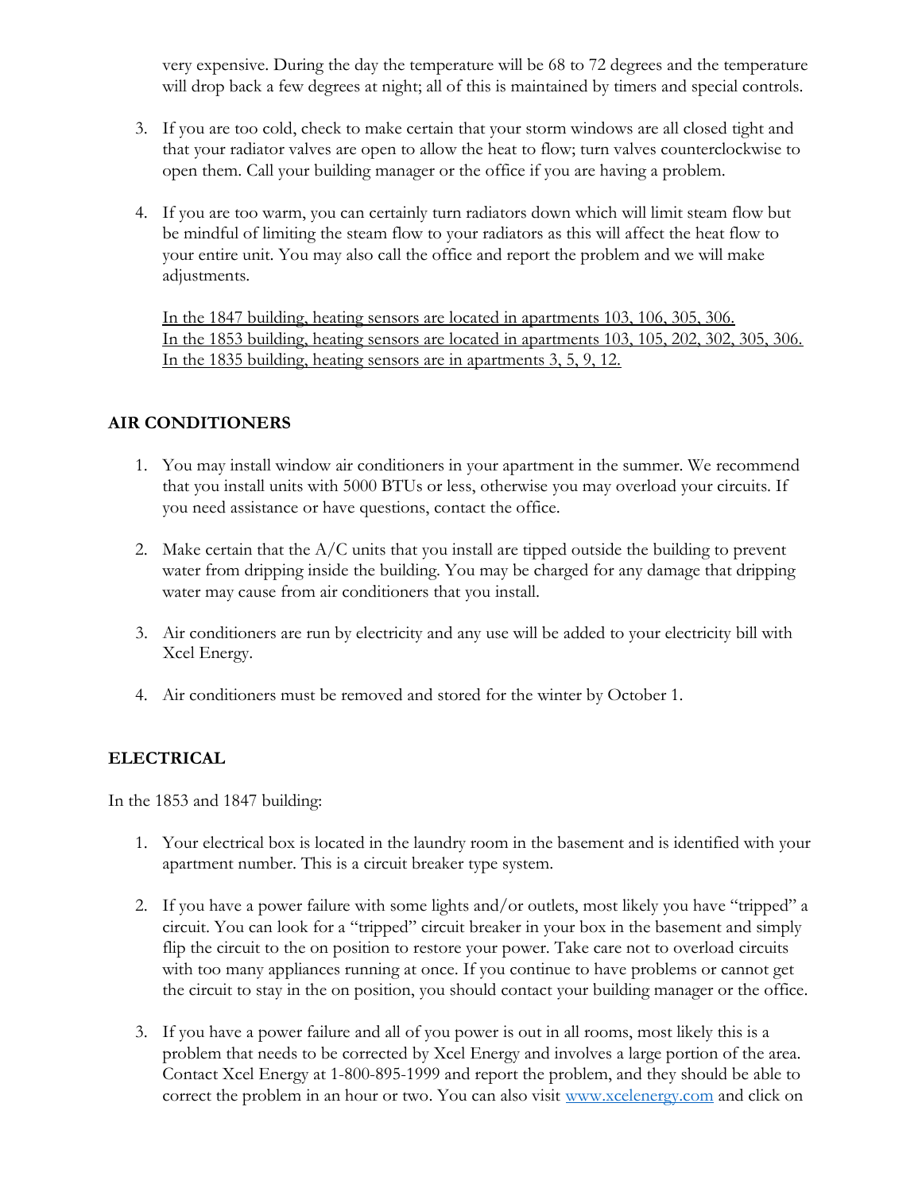very expensive. During the day the temperature will be 68 to 72 degrees and the temperature will drop back a few degrees at night; all of this is maintained by timers and special controls.

3. If you are too cold, check to make certain that your storm windows are all closed tight and that your radiator valves are open to allow the heat to flow; turn valves counterclockwise to open them. Call your building manager or the office if you are having a problem.

4. If you are too warm, you can certainly turn radiators down which will limit steam flow but be mindful of limiting the steam flow to your radiators as this will affect the heat flow to your entire unit. You may also call the office and report the problem and we will make adjustments.

   <u>In the 1847 building, heating sensors are located in apartments 103, 106, 305, 306.</u>
   <u>In the 1853 building, heating sensors are located in apartments 103, 105, 202, 302, 305, 306.</u>
   <u>In the 1835 building, heating sensors are in apartments 3, 5, 9, 12.</u>

**AIR CONDITIONERS**

1. You may install window air conditioners in your apartment in the summer. We recommend that you install units with 5000 BTUs or less, otherwise you may overload your circuits. If you need assistance or have questions, contact the office.

2. Make certain that the A/C units that you install are tipped outside the building to prevent water from dripping inside the building. You may be charged for any damage that dripping water may cause from air conditioners that you install.

3. Air conditioners are run by electricity and any use will be added to your electricity bill with Xcel Energy.

4. Air conditioners must be removed and stored for the winter by October 1.

**ELECTRICAL**

In the 1853 and 1847 building:

1. Your electrical box is located in the laundry room in the basement and is identified with your apartment number. This is a circuit breaker type system.

2. If you have a power failure with some lights and/or outlets, most likely you have "tripped" a circuit. You can look for a "tripped" circuit breaker in your box in the basement and simply flip the circuit to the on position to restore your power. Take care not to overload circuits with too many appliances running at once. If you continue to have problems or cannot get the circuit to stay in the on position, you should contact your building manager or the office.

3. If you have a power failure and all of you power is out in all rooms, most likely this is a problem that needs to be corrected by Xcel Energy and involves a large portion of the area. Contact Xcel Energy at 1-800-895-1999 and report the problem, and they should be able to correct the problem in an hour or two. You can also visit [www.xcelenergy.com](http://www.xcelenergy.com) and click on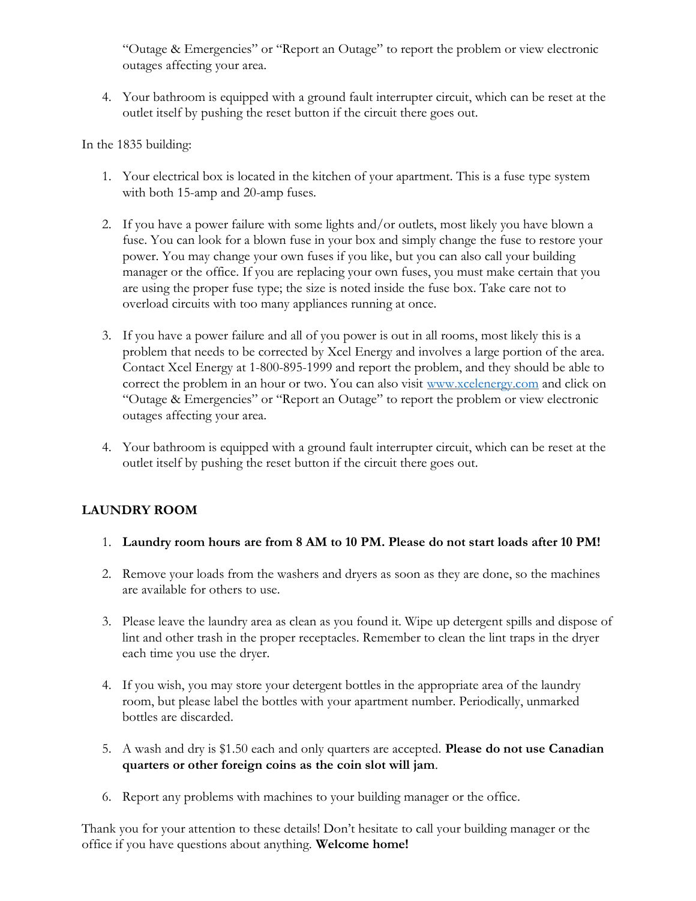"Outage & Emergencies" or "Report an Outage" to report the problem or view electronic outages affecting your area.

4. Your bathroom is equipped with a ground fault interrupter circuit, which can be reset at the outlet itself by pushing the reset button if the circuit there goes out.

In the 1835 building:

1. Your electrical box is located in the kitchen of your apartment. This is a fuse type system with both 15-amp and 20-amp fuses.

2. If you have a power failure with some lights and/or outlets, most likely you have blown a fuse. You can look for a blown fuse in your box and simply change the fuse to restore your power. You may change your own fuses if you like, but you can also call your building manager or the office. If you are replacing your own fuses, you must make certain that you are using the proper fuse type; the size is noted inside the fuse box. Take care not to overload circuits with too many appliances running at once.

3. If you have a power failure and all of you power is out in all rooms, most likely this is a problem that needs to be corrected by Xcel Energy and involves a large portion of the area. Contact Xcel Energy at 1-800-895-1999 and report the problem, and they should be able to correct the problem in an hour or two. You can also visit [www.xcelenergy.com](www.xcelenergy.com) and click on "Outage & Emergencies" or "Report an Outage" to report the problem or view electronic outages affecting your area.

4. Your bathroom is equipped with a ground fault interrupter circuit, which can be reset at the outlet itself by pushing the reset button if the circuit there goes out.

## LAUNDRY ROOM

1. **Laundry room hours are from 8 AM to 10 PM. Please do not start loads after 10 PM!**

2. Remove your loads from the washers and dryers as soon as they are done, so the machines are available for others to use.

3. Please leave the laundry area as clean as you found it. Wipe up detergent spills and dispose of lint and other trash in the proper receptacles. Remember to clean the lint traps in the dryer each time you use the dryer.

4. If you wish, you may store your detergent bottles in the appropriate area of the laundry room, but please label the bottles with your apartment number. Periodically, unmarked bottles are discarded.

5. A wash and dry is $1.50 each and only quarters are accepted. **Please do not use Canadian quarters or other foreign coins as the coin slot will jam**.

6. Report any problems with machines to your building manager or the office.

Thank you for your attention to these details! Don't hesitate to call your building manager or the office if you have questions about anything. **Welcome home!**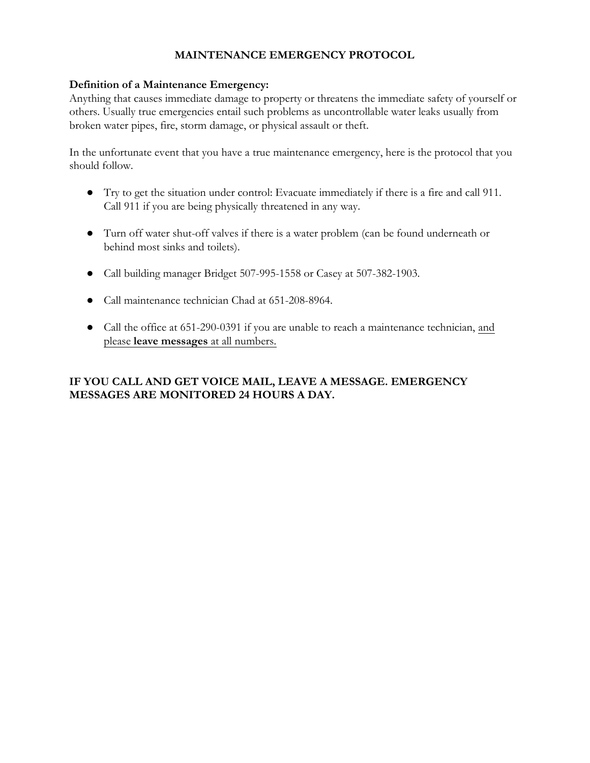# MAINTENANCE EMERGENCY PROTOCOL

**Definition of a Maintenance Emergency:**
Anything that causes immediate damage to property or threatens the immediate safety of yourself or others. Usually true emergencies entail such problems as uncontrollable water leaks usually from broken water pipes, fire, storm damage, or physical assault or theft.

In the unfortunate event that you have a true maintenance emergency, here is the protocol that you should follow.

- Try to get the situation under control: Evacuate immediately if there is a fire and call 911. Call 911 if you are being physically threatened in any way.
- Turn off water shut-off valves if there is a water problem (can be found underneath or behind most sinks and toilets).
- Call building manager Bridget 507-995-1558 or Casey at 507-382-1903.
- Call maintenance technician Chad at 651-208-8964.
- Call the office at 651-290-0391 if you are unable to reach a maintenance technician, and please **leave messages** at all numbers.

**IF YOU CALL AND GET VOICE MAIL, LEAVE A MESSAGE. EMERGENCY MESSAGES ARE MONITORED 24 HOURS A DAY.**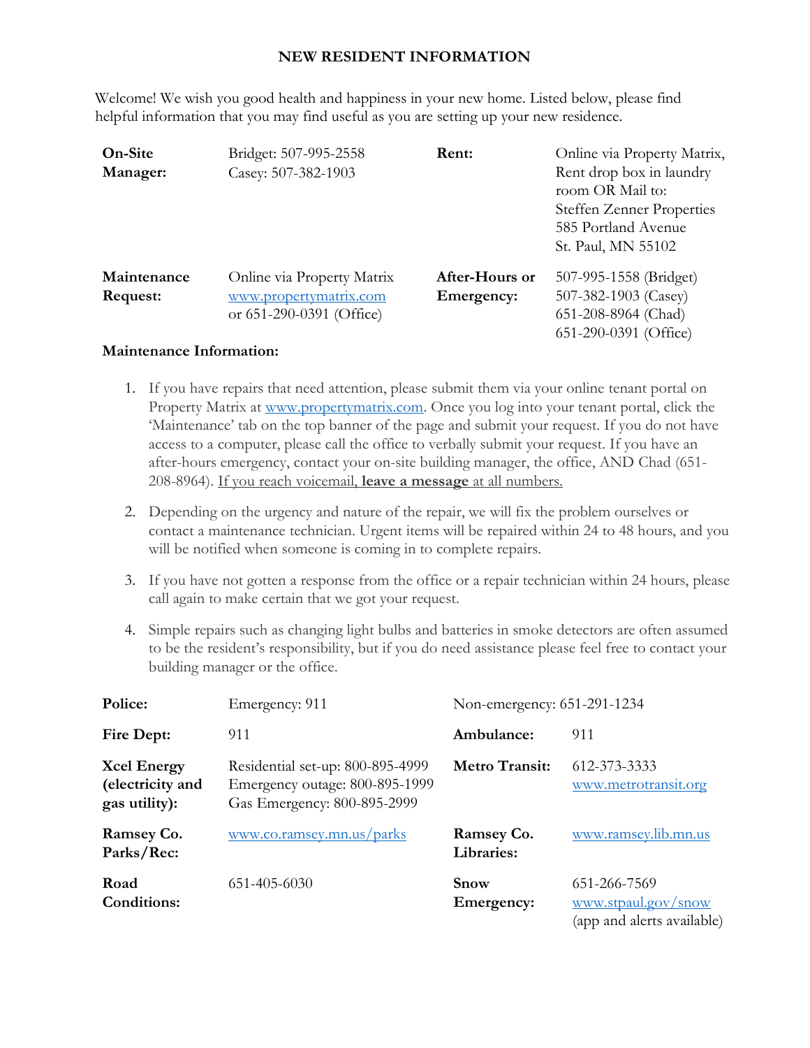# NEW RESIDENT INFORMATION

Welcome! We wish you good health and happiness in your new home. Listed below, please find helpful information that you may find useful as you are setting up your new residence.

| | | | |
|---|---|---|---|
| **On-Site Manager:** | Bridget: 507-995-2558<br>Casey: 507-382-1903 | **Rent:** | Online via Property Matrix, Rent drop box in laundry room OR Mail to:<br>Steffen Zenner Properties<br>585 Portland Avenue<br>St. Paul, MN 55102 |
| **Maintenance Request:** | Online via Property Matrix<br>www.propertymatrix.com<br>or 651-290-0391 (Office) | **After-Hours or Emergency:** | 507-995-1558 (Bridget)<br>507-382-1903 (Casey)<br>651-208-8964 (Chad)<br>651-290-0391 (Office) |

**Maintenance Information:**

1. If you have repairs that need attention, please submit them via your online tenant portal on Property Matrix at www.propertymatrix.com. Once you log into your tenant portal, click the 'Maintenance' tab on the top banner of the page and submit your request. If you do not have access to a computer, please call the office to verbally submit your request. If you have an after-hours emergency, contact your on-site building manager, the office, AND Chad (651-208-8964). If you reach voicemail, **leave a message** at all numbers.
2. Depending on the urgency and nature of the repair, we will fix the problem ourselves or contact a maintenance technician. Urgent items will be repaired within 24 to 48 hours, and you will be notified when someone is coming in to complete repairs.
3. If you have not gotten a response from the office or a repair technician within 24 hours, please call again to make certain that we got your request.
4. Simple repairs such as changing light bulbs and batteries in smoke detectors are often assumed to be the resident's responsibility, but if you do need assistance please feel free to contact your building manager or the office.

| | | | |
|---|---|---|---|
| **Police:** | Emergency: 911 | Non-emergency: 651-291-1234 | |
| **Fire Dept:** | 911 | **Ambulance:** | 911 |
| **Xcel Energy (electricity and gas utility):** | Residential set-up: 800-895-4999<br>Emergency outage: 800-895-1999<br>Gas Emergency: 800-895-2999 | **Metro Transit:** | 612-373-3333<br>www.metrotransit.org |
| **Ramsey Co. Parks/Rec:** | www.co.ramsey.mn.us/parks | **Ramsey Co. Libraries:** | www.ramsey.lib.mn.us |
| **Road Conditions:** | 651-405-6030 | **Snow Emergency:** | 651-266-7569<br>www.stpaul.gov/snow<br>(app and alerts available) |